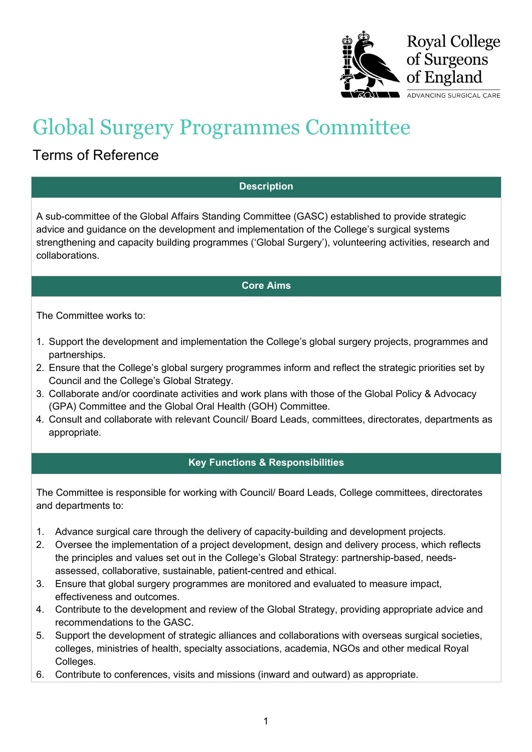Royal College of Surgeons of England
ADVANCING SURGICAL CARE

# Global Surgery Programmes Committee

## Terms of Reference

### Description

A sub-committee of the Global Affairs Standing Committee (GASC) established to provide strategic advice and guidance on the development and implementation of the College's surgical systems strengthening and capacity building programmes ('Global Surgery'), volunteering activities, research and collaborations.

### Core Aims

The Committee works to:

1. Support the development and implementation the College's global surgery projects, programmes and partnerships.
2. Ensure that the College's global surgery programmes inform and reflect the strategic priorities set by Council and the College's Global Strategy.
3. Collaborate and/or coordinate activities and work plans with those of the Global Policy & Advocacy (GPA) Committee and the Global Oral Health (GOH) Committee.
4. Consult and collaborate with relevant Council/ Board Leads, committees, directorates, departments as appropriate.

### Key Functions & Responsibilities

The Committee is responsible for working with Council/ Board Leads, College committees, directorates and departments to:

1. Advance surgical care through the delivery of capacity-building and development projects.
2. Oversee the implementation of a project development, design and delivery process, which reflects the principles and values set out in the College's Global Strategy: partnership-based, needs-assessed, collaborative, sustainable, patient-centred and ethical.
3. Ensure that global surgery programmes are monitored and evaluated to measure impact, effectiveness and outcomes.
4. Contribute to the development and review of the Global Strategy, providing appropriate advice and recommendations to the GASC.
5. Support the development of strategic alliances and collaborations with overseas surgical societies, colleges, ministries of health, specialty associations, academia, NGOs and other medical Royal Colleges.
6. Contribute to conferences, visits and missions (inward and outward) as appropriate.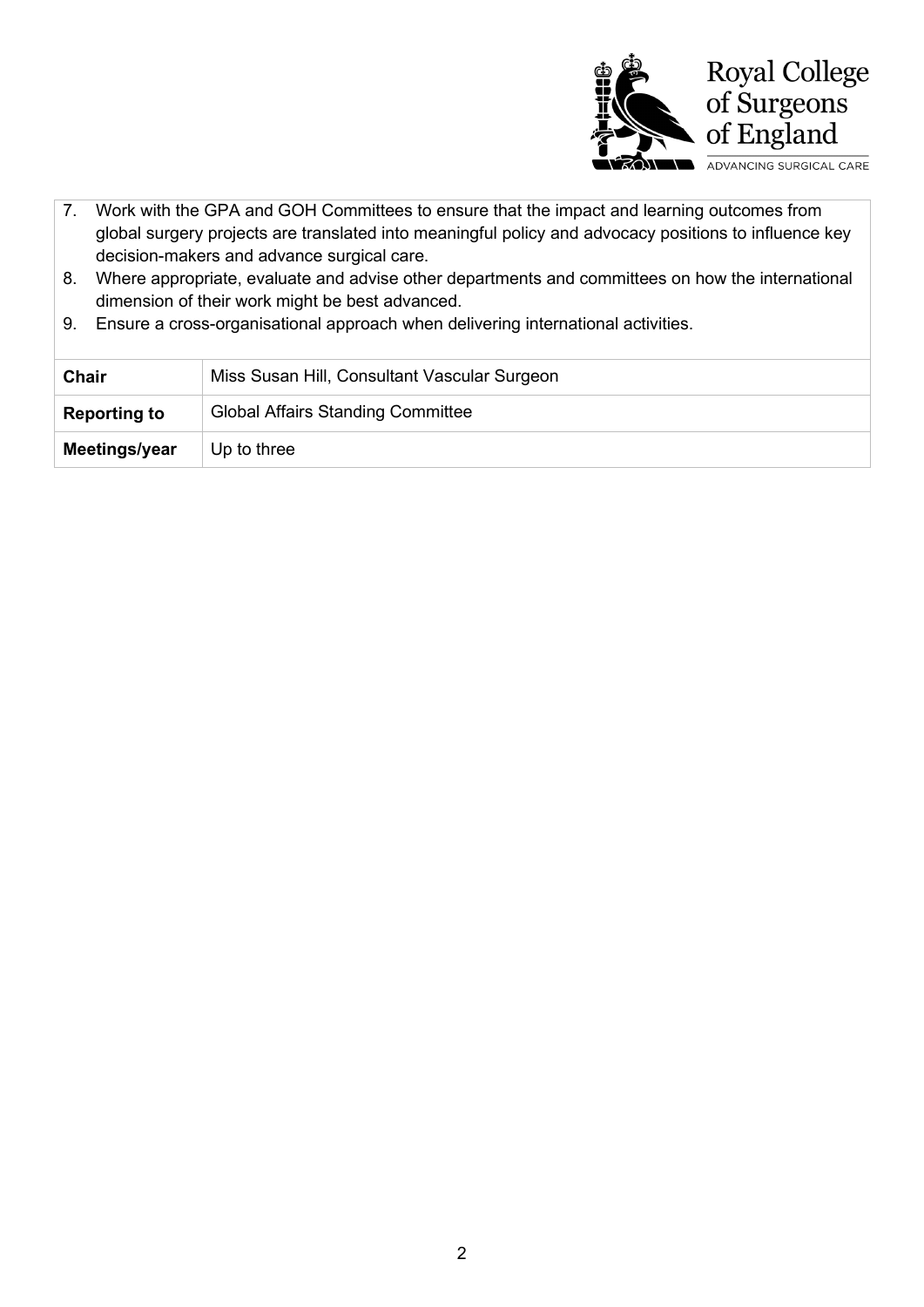7. Work with the GPA and GOH Committees to ensure that the impact and learning outcomes from global surgery projects are translated into meaningful policy and advocacy positions to influence key decision-makers and advance surgical care.
8. Where appropriate, evaluate and advise other departments and committees on how the international dimension of their work might be best advanced.
9. Ensure a cross-organisational approach when delivering international activities.

| | |
|---|---|
| **Chair** | Miss Susan Hill, Consultant Vascular Surgeon |
| **Reporting to** | Global Affairs Standing Committee |
| **Meetings/year** | Up to three |